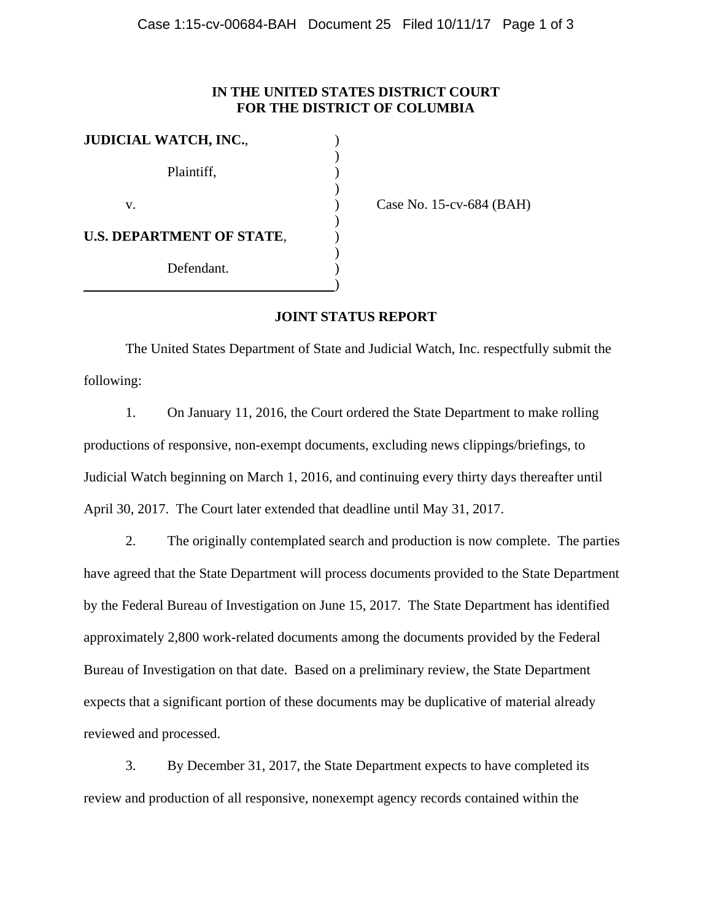**IN THE UNITED STATES DISTRICT COURT**
**FOR THE DISTRICT OF COLUMBIA**

| | | |
|---|---|---|
| **JUDICIAL WATCH, INC.**, | ) | |
| | ) | |
| Plaintiff, | ) | |
| | ) | |
| v. | ) | Case No. 15-cv-684 (BAH) |
| | ) | |
| **U.S. DEPARTMENT OF STATE**, | ) | |
| | ) | |
| Defendant. | ) | |
| | ) | |

**JOINT STATUS REPORT**

The United States Department of State and Judicial Watch, Inc. respectfully submit the following:

1. On January 11, 2016, the Court ordered the State Department to make rolling productions of responsive, non-exempt documents, excluding news clippings/briefings, to Judicial Watch beginning on March 1, 2016, and continuing every thirty days thereafter until April 30, 2017. The Court later extended that deadline until May 31, 2017.

2. The originally contemplated search and production is now complete. The parties have agreed that the State Department will process documents provided to the State Department by the Federal Bureau of Investigation on June 15, 2017. The State Department has identified approximately 2,800 work-related documents among the documents provided by the Federal Bureau of Investigation on that date. Based on a preliminary review, the State Department expects that a significant portion of these documents may be duplicative of material already reviewed and processed.

3. By December 31, 2017, the State Department expects to have completed its review and production of all responsive, nonexempt agency records contained within the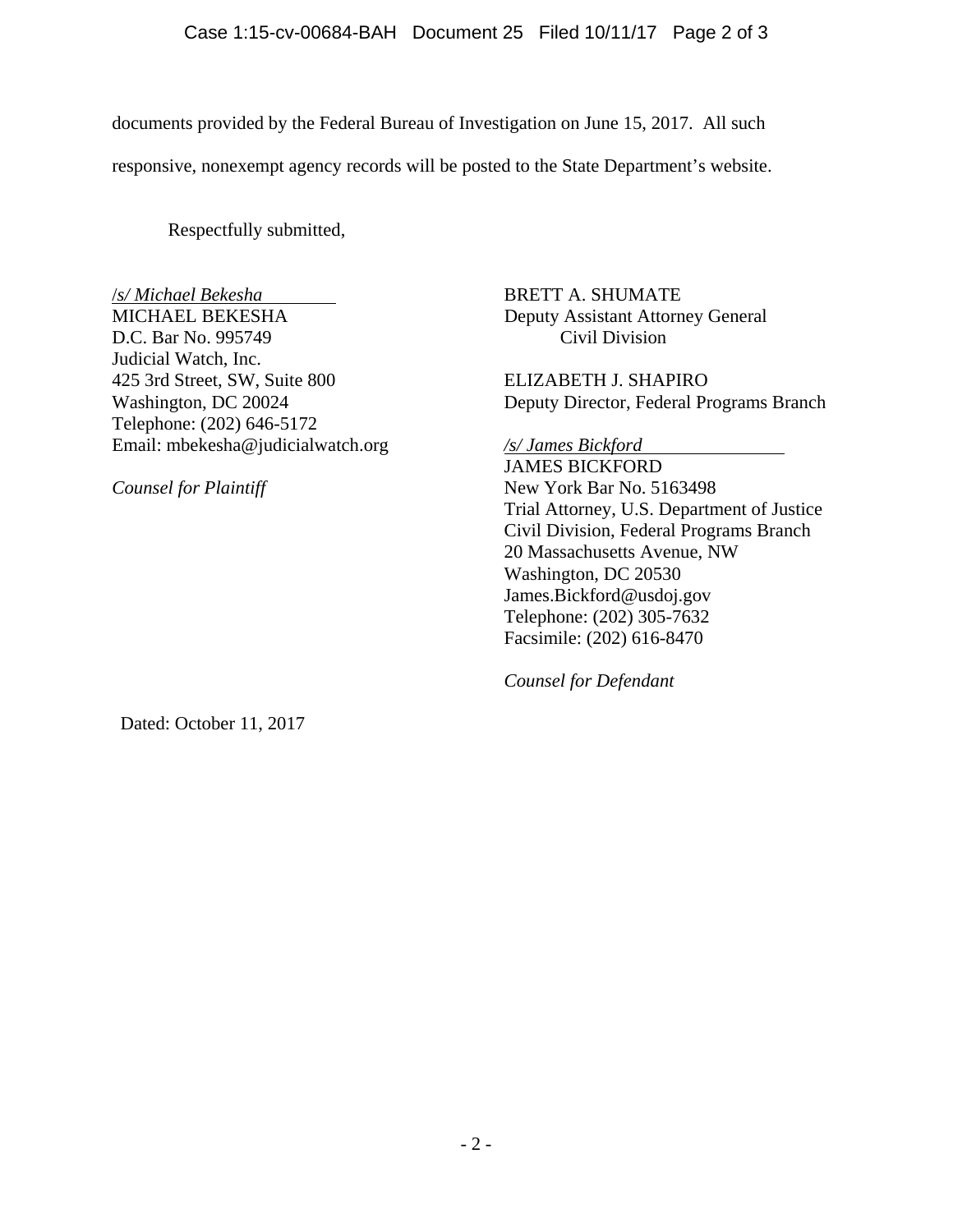documents provided by the Federal Bureau of Investigation on June 15, 2017. All such responsive, nonexempt agency records will be posted to the State Department's website.

Respectfully submitted,

/*s/ Michael Bekesha*
MICHAEL BEKESHA
D.C. Bar No. 995749
Judicial Watch, Inc.
425 3rd Street, SW, Suite 800
Washington, DC 20024
Telephone: (202) 646-5172
Email: mbekesha@judicialwatch.org

*Counsel for Plaintiff*

BRETT A. SHUMATE
Deputy Assistant Attorney General
Civil Division

ELIZABETH J. SHAPIRO
Deputy Director, Federal Programs Branch

*/s/ James Bickford*
JAMES BICKFORD
New York Bar No. 5163498
Trial Attorney, U.S. Department of Justice
Civil Division, Federal Programs Branch
20 Massachusetts Avenue, NW
Washington, DC 20530
James.Bickford@usdoj.gov
Telephone: (202) 305-7632
Facsimile: (202) 616-8470

*Counsel for Defendant*

Dated: October 11, 2017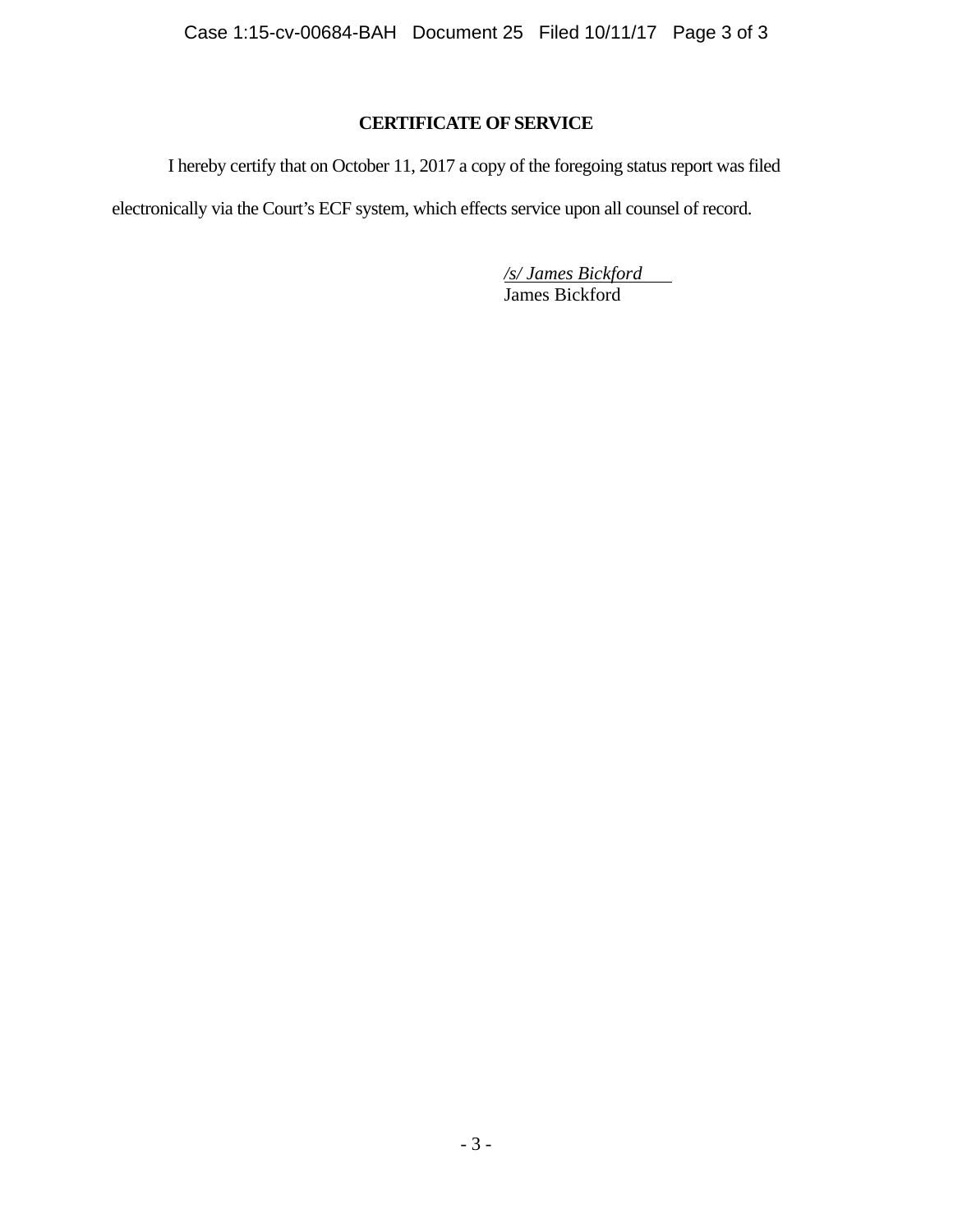**CERTIFICATE OF SERVICE**

I hereby certify that on October 11, 2017 a copy of the foregoing status report was filed electronically via the Court's ECF system, which effects service upon all counsel of record.

*/s/ James Bickford*
James Bickford